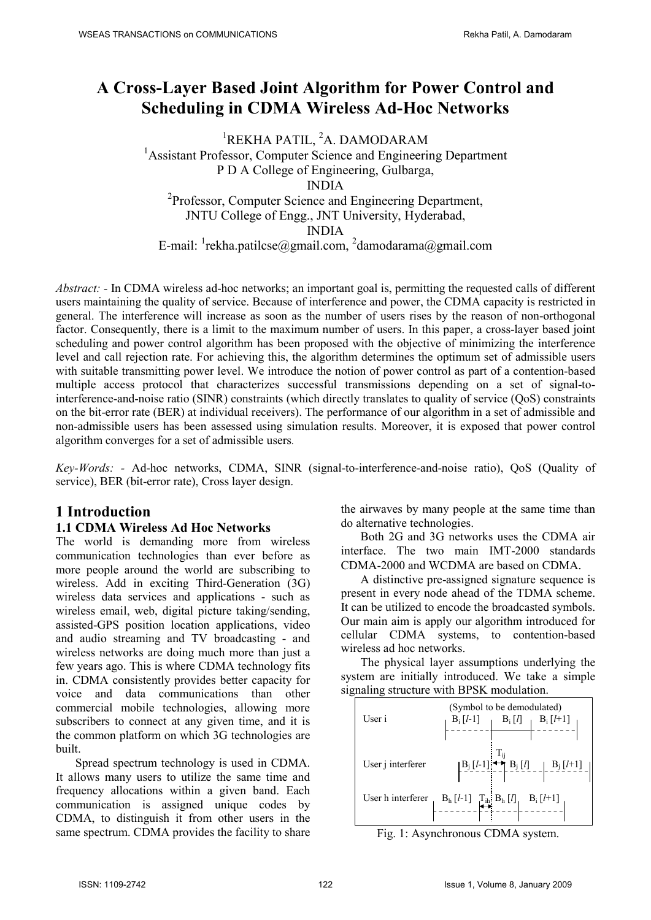# A Cross-Layer Based Joint Algorithm for Power Control and Scheduling in CDMA Wireless Ad-Hoc Networks

[1]REKHA PATIL, [2]A. DAMODARAM

[1]Assistant Professor, Computer Science and Engineering Department
P D A College of Engineering, Gulbarga,
INDIA

[2]Professor, Computer Science and Engineering Department,
JNTU College of Engg., JNT University, Hyderabad,
INDIA

E-mail: [1]rekha.patilcse@gmail.com, [2]damodarama@gmail.com

*Abstract: -* In CDMA wireless ad-hoc networks; an important goal is, permitting the requested calls of different users maintaining the quality of service. Because of interference and power, the CDMA capacity is restricted in general. The interference will increase as soon as the number of users rises by the reason of non-orthogonal factor. Consequently, there is a limit to the maximum number of users. In this paper, a cross-layer based joint scheduling and power control algorithm has been proposed with the objective of minimizing the interference level and call rejection rate. For achieving this, the algorithm determines the optimum set of admissible users with suitable transmitting power level. We introduce the notion of power control as part of a contention-based multiple access protocol that characterizes successful transmissions depending on a set of signal-to-interference-and-noise ratio (SINR) constraints (which directly translates to quality of service (QoS) constraints on the bit-error rate (BER) at individual receivers). The performance of our algorithm in a set of admissible and non-admissible users has been assessed using simulation results. Moreover, it is exposed that power control algorithm converges for a set of admissible users.

*Key-Words: -* Ad-hoc networks, CDMA, SINR (signal-to-interference-and-noise ratio), QoS (Quality of service), BER (bit-error rate), Cross layer design.

## 1 Introduction

### 1.1 CDMA Wireless Ad Hoc Networks

The world is demanding more from wireless communication technologies than ever before as more people around the world are subscribing to wireless. Add in exciting Third-Generation (3G) wireless data services and applications - such as wireless email, web, digital picture taking/sending, assisted-GPS position location applications, video and audio streaming and TV broadcasting - and wireless networks are doing much more than just a few years ago. This is where CDMA technology fits in. CDMA consistently provides better capacity for voice and data communications than other commercial mobile technologies, allowing more subscribers to connect at any given time, and it is the common platform on which 3G technologies are built.

Spread spectrum technology is used in CDMA. It allows many users to utilize the same time and frequency allocations within a given band. Each communication is assigned unique codes by CDMA, to distinguish it from other users in the same spectrum. CDMA provides the facility to share the airwaves by many people at the same time than do alternative technologies.

Both 2G and 3G networks uses the CDMA air interface. The two main IMT-2000 standards CDMA-2000 and WCDMA are based on CDMA.

A distinctive pre-assigned signature sequence is present in every node ahead of the TDMA scheme. It can be utilized to encode the broadcasted symbols. Our main aim is apply our algorithm introduced for cellular CDMA systems, to contention-based wireless ad hoc networks.

The physical layer assumptions underlying the system are initially introduced. We take a simple signaling structure with BPSK modulation.

(Symbol to be demodulated)

User i: $B_i[l-1]$, $B_i[l]$, $B_i[l+1]$

User j interferer: $B_j[l-1]$, $T_{ij}$, $B_j[l]$, $B_j[l+1]$

User h interferer: $B_h[l-1]$, $T_{ih}$, $B_h[l]$, $B_i[l+1]$

Fig. 1: Asynchronous CDMA system.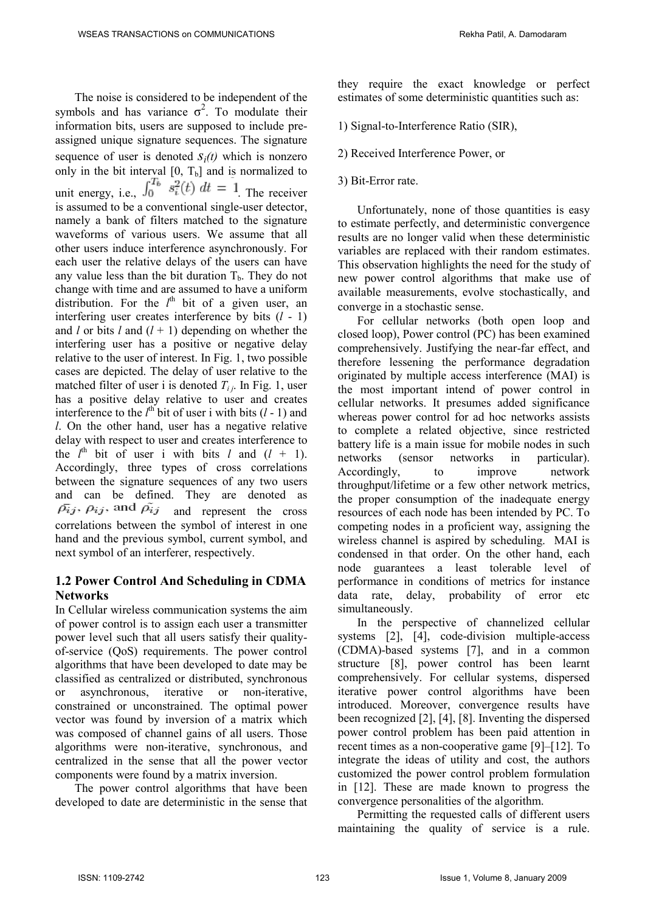The noise is considered to be independent of the symbols and has variance $\sigma^2$. To modulate their information bits, users are supposed to include pre-assigned unique signature sequences. The signature sequence of user is denoted $s_i(t)$ which is nonzero only in the bit interval $[0, T_b]$ and is normalized to unit energy, i.e., $\int_0^{T_b} s_i^2(t)\, dt = 1$. The receiver is assumed to be a conventional single-user detector, namely a bank of filters matched to the signature waveforms of various users. We assume that all other users induce interference asynchronously. For each user the relative delays of the users can have any value less than the bit duration $T_b$. They do not change with time and are assumed to have a uniform distribution. For the $l^{th}$ bit of a given user, an interfering user creates interference by bits $(l - 1)$ and $l$ or bits $l$ and $(l + 1)$ depending on whether the interfering user has a positive or negative delay relative to the user of interest. In Fig. 1, two possible cases are depicted. The delay of user relative to the matched filter of user i is denoted $T_{ij}$. In Fig. 1, user has a positive delay relative to user and creates interference to the $l^{th}$ bit of user i with bits $(l - 1)$ and $l$. On the other hand, user has a negative relative delay with respect to user and creates interference to the $l^{th}$ bit of user i with bits $l$ and $(l + 1)$. Accordingly, three types of cross correlations between the signature sequences of any two users and can be defined. They are denoted as $\bar{\rho}_{ij}, \rho_{ij}, \text{ and } \tilde{\rho}_{ij}$ and represent the cross correlations between the symbol of interest in one hand and the previous symbol, current symbol, and next symbol of an interferer, respectively.

## 1.2 Power Control And Scheduling in CDMA Networks

In Cellular wireless communication systems the aim of power control is to assign each user a transmitter power level such that all users satisfy their quality-of-service (QoS) requirements. The power control algorithms that have been developed to date may be classified as centralized or distributed, synchronous or asynchronous, iterative or non-iterative, constrained or unconstrained. The optimal power vector was found by inversion of a matrix which was composed of channel gains of all users. Those algorithms were non-iterative, synchronous, and centralized in the sense that all the power vector components were found by a matrix inversion.

The power control algorithms that have been developed to date are deterministic in the sense that they require the exact knowledge or perfect estimates of some deterministic quantities such as:

1) Signal-to-Interference Ratio (SIR),

2) Received Interference Power, or

3) Bit-Error rate.

Unfortunately, none of those quantities is easy to estimate perfectly, and deterministic convergence results are no longer valid when these deterministic variables are replaced with their random estimates. This observation highlights the need for the study of new power control algorithms that make use of available measurements, evolve stochastically, and converge in a stochastic sense.

For cellular networks (both open loop and closed loop), Power control (PC) has been examined comprehensively. Justifying the near-far effect, and therefore lessening the performance degradation originated by multiple access interference (MAI) is the most important intend of power control in cellular networks. It presumes added significance whereas power control for ad hoc networks assists to complete a related objective, since restricted battery life is a main issue for mobile nodes in such networks (sensor networks in particular). Accordingly, to improve network throughput/lifetime or a few other network metrics, the proper consumption of the inadequate energy resources of each node has been intended by PC. To competing nodes in a proficient way, assigning the wireless channel is aspired by scheduling. MAI is condensed in that order. On the other hand, each node guarantees a least tolerable level of performance in conditions of metrics for instance data rate, delay, probability of error etc simultaneously.

In the perspective of channelized cellular systems [2], [4], code-division multiple-access (CDMA)-based systems [7], and in a common structure [8], power control has been learnt comprehensively. For cellular systems, dispersed iterative power control algorithms have been introduced. Moreover, convergence results have been recognized [2], [4], [8]. Inventing the dispersed power control problem has been paid attention in recent times as a non-cooperative game [9]–[12]. To integrate the ideas of utility and cost, the authors customized the power control problem formulation in [12]. These are made known to progress the convergence personalities of the algorithm.

Permitting the requested calls of different users maintaining the quality of service is a rule.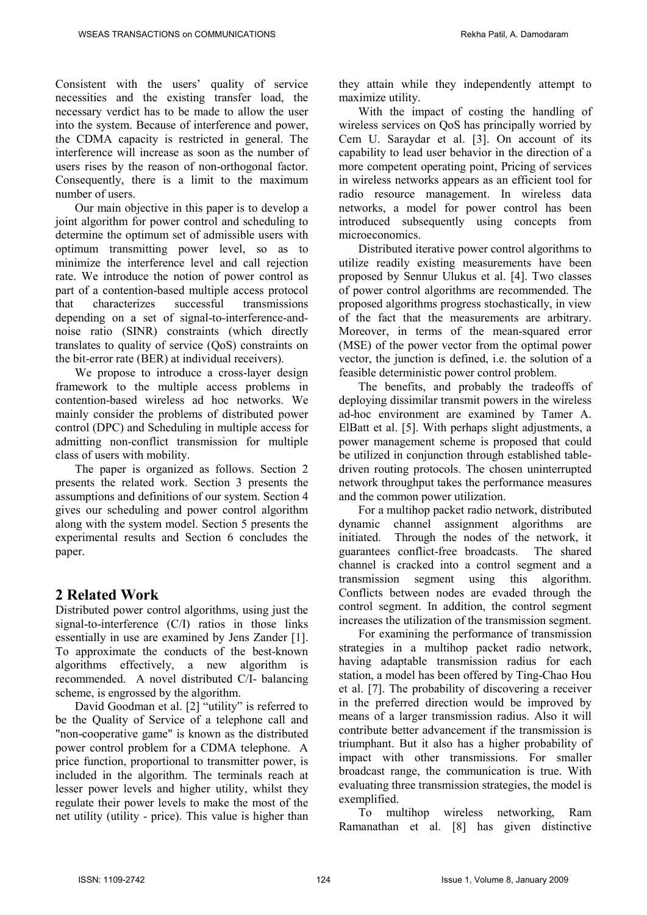Consistent with the users' quality of service necessities and the existing transfer load, the necessary verdict has to be made to allow the user into the system. Because of interference and power, the CDMA capacity is restricted in general. The interference will increase as soon as the number of users rises by the reason of non-orthogonal factor. Consequently, there is a limit to the maximum number of users.

Our main objective in this paper is to develop a joint algorithm for power control and scheduling to determine the optimum set of admissible users with optimum transmitting power level, so as to minimize the interference level and call rejection rate. We introduce the notion of power control as part of a contention-based multiple access protocol that characterizes successful transmissions depending on a set of signal-to-interference-and-noise ratio (SINR) constraints (which directly translates to quality of service (QoS) constraints on the bit-error rate (BER) at individual receivers).

We propose to introduce a cross-layer design framework to the multiple access problems in contention-based wireless ad hoc networks. We mainly consider the problems of distributed power control (DPC) and Scheduling in multiple access for admitting non-conflict transmission for multiple class of users with mobility.

The paper is organized as follows. Section 2 presents the related work. Section 3 presents the assumptions and definitions of our system. Section 4 gives our scheduling and power control algorithm along with the system model. Section 5 presents the experimental results and Section 6 concludes the paper.

## 2 Related Work

Distributed power control algorithms, using just the signal-to-interference (C/I) ratios in those links essentially in use are examined by Jens Zander [1]. To approximate the conducts of the best-known algorithms effectively, a new algorithm is recommended. A novel distributed C/I- balancing scheme, is engrossed by the algorithm.

David Goodman et al. [2] "utility" is referred to be the Quality of Service of a telephone call and "non-cooperative game" is known as the distributed power control problem for a CDMA telephone. A price function, proportional to transmitter power, is included in the algorithm. The terminals reach at lesser power levels and higher utility, whilst they regulate their power levels to make the most of the net utility (utility - price). This value is higher than they attain while they independently attempt to maximize utility.

With the impact of costing the handling of wireless services on QoS has principally worried by Cem U. Saraydar et al. [3]. On account of its capability to lead user behavior in the direction of a more competent operating point, Pricing of services in wireless networks appears as an efficient tool for radio resource management. In wireless data networks, a model for power control has been introduced subsequently using concepts from microeconomics.

Distributed iterative power control algorithms to utilize readily existing measurements have been proposed by Sennur Ulukus et al. [4]. Two classes of power control algorithms are recommended. The proposed algorithms progress stochastically, in view of the fact that the measurements are arbitrary. Moreover, in terms of the mean-squared error (MSE) of the power vector from the optimal power vector, the junction is defined, i.e. the solution of a feasible deterministic power control problem.

The benefits, and probably the tradeoffs of deploying dissimilar transmit powers in the wireless ad-hoc environment are examined by Tamer A. ElBatt et al. [5]. With perhaps slight adjustments, a power management scheme is proposed that could be utilized in conjunction through established table-driven routing protocols. The chosen uninterrupted network throughput takes the performance measures and the common power utilization.

For a multihop packet radio network, distributed dynamic channel assignment algorithms are initiated. Through the nodes of the network, it guarantees conflict-free broadcasts. The shared channel is cracked into a control segment and a transmission segment using this algorithm. Conflicts between nodes are evaded through the control segment. In addition, the control segment increases the utilization of the transmission segment.

For examining the performance of transmission strategies in a multihop packet radio network, having adaptable transmission radius for each station, a model has been offered by Ting-Chao Hou et al. [7]. The probability of discovering a receiver in the preferred direction would be improved by means of a larger transmission radius. Also it will contribute better advancement if the transmission is triumphant. But it also has a higher probability of impact with other transmissions. For smaller broadcast range, the communication is true. With evaluating three transmission strategies, the model is exemplified.

To multihop wireless networking, Ram Ramanathan et al. [8] has given distinctive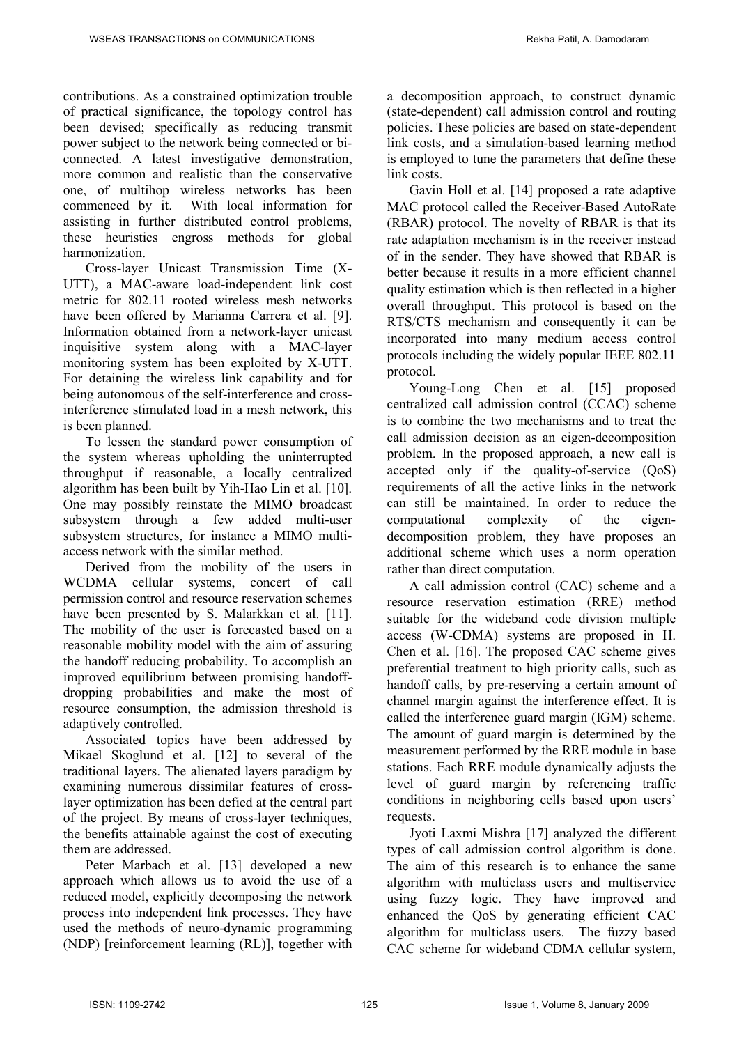contributions. As a constrained optimization trouble of practical significance, the topology control has been devised; specifically as reducing transmit power subject to the network being connected or bi-connected. A latest investigative demonstration, more common and realistic than the conservative one, of multihop wireless networks has been commenced by it. With local information for assisting in further distributed control problems, these heuristics engross methods for global harmonization.

Cross-layer Unicast Transmission Time (X-UTT), a MAC-aware load-independent link cost metric for 802.11 rooted wireless mesh networks have been offered by Marianna Carrera et al. [9]. Information obtained from a network-layer unicast inquisitive system along with a MAC-layer monitoring system has been exploited by X-UTT. For detaining the wireless link capability and for being autonomous of the self-interference and cross-interference stimulated load in a mesh network, this is been planned.

To lessen the standard power consumption of the system whereas upholding the uninterrupted throughput if reasonable, a locally centralized algorithm has been built by Yih-Hao Lin et al. [10]. One may possibly reinstate the MIMO broadcast subsystem through a few added multi-user subsystem structures, for instance a MIMO multi-access network with the similar method.

Derived from the mobility of the users in WCDMA cellular systems, concert of call permission control and resource reservation schemes have been presented by S. Malarkkan et al. [11]. The mobility of the user is forecasted based on a reasonable mobility model with the aim of assuring the handoff reducing probability. To accomplish an improved equilibrium between promising handoff-dropping probabilities and make the most of resource consumption, the admission threshold is adaptively controlled.

Associated topics have been addressed by Mikael Skoglund et al. [12] to several of the traditional layers. The alienated layers paradigm by examining numerous dissimilar features of cross-layer optimization has been defied at the central part of the project. By means of cross-layer techniques, the benefits attainable against the cost of executing them are addressed.

Peter Marbach et al. [13] developed a new approach which allows us to avoid the use of a reduced model, explicitly decomposing the network process into independent link processes. They have used the methods of neuro-dynamic programming (NDP) [reinforcement learning (RL)], together with a decomposition approach, to construct dynamic (state-dependent) call admission control and routing policies. These policies are based on state-dependent link costs, and a simulation-based learning method is employed to tune the parameters that define these link costs.

Gavin Holl et al. [14] proposed a rate adaptive MAC protocol called the Receiver-Based AutoRate (RBAR) protocol. The novelty of RBAR is that its rate adaptation mechanism is in the receiver instead of in the sender. They have showed that RBAR is better because it results in a more efficient channel quality estimation which is then reflected in a higher overall throughput. This protocol is based on the RTS/CTS mechanism and consequently it can be incorporated into many medium access control protocols including the widely popular IEEE 802.11 protocol.

Young-Long Chen et al. [15] proposed centralized call admission control (CCAC) scheme is to combine the two mechanisms and to treat the call admission decision as an eigen-decomposition problem. In the proposed approach, a new call is accepted only if the quality-of-service (QoS) requirements of all the active links in the network can still be maintained. In order to reduce the computational complexity of the eigen-decomposition problem, they have proposes an additional scheme which uses a norm operation rather than direct computation.

A call admission control (CAC) scheme and a resource reservation estimation (RRE) method suitable for the wideband code division multiple access (W-CDMA) systems are proposed in H. Chen et al. [16]. The proposed CAC scheme gives preferential treatment to high priority calls, such as handoff calls, by pre-reserving a certain amount of channel margin against the interference effect. It is called the interference guard margin (IGM) scheme. The amount of guard margin is determined by the measurement performed by the RRE module in base stations. Each RRE module dynamically adjusts the level of guard margin by referencing traffic conditions in neighboring cells based upon users' requests.

Jyoti Laxmi Mishra [17] analyzed the different types of call admission control algorithm is done. The aim of this research is to enhance the same algorithm with multiclass users and multiservice using fuzzy logic. They have improved and enhanced the QoS by generating efficient CAC algorithm for multiclass users. The fuzzy based CAC scheme for wideband CDMA cellular system,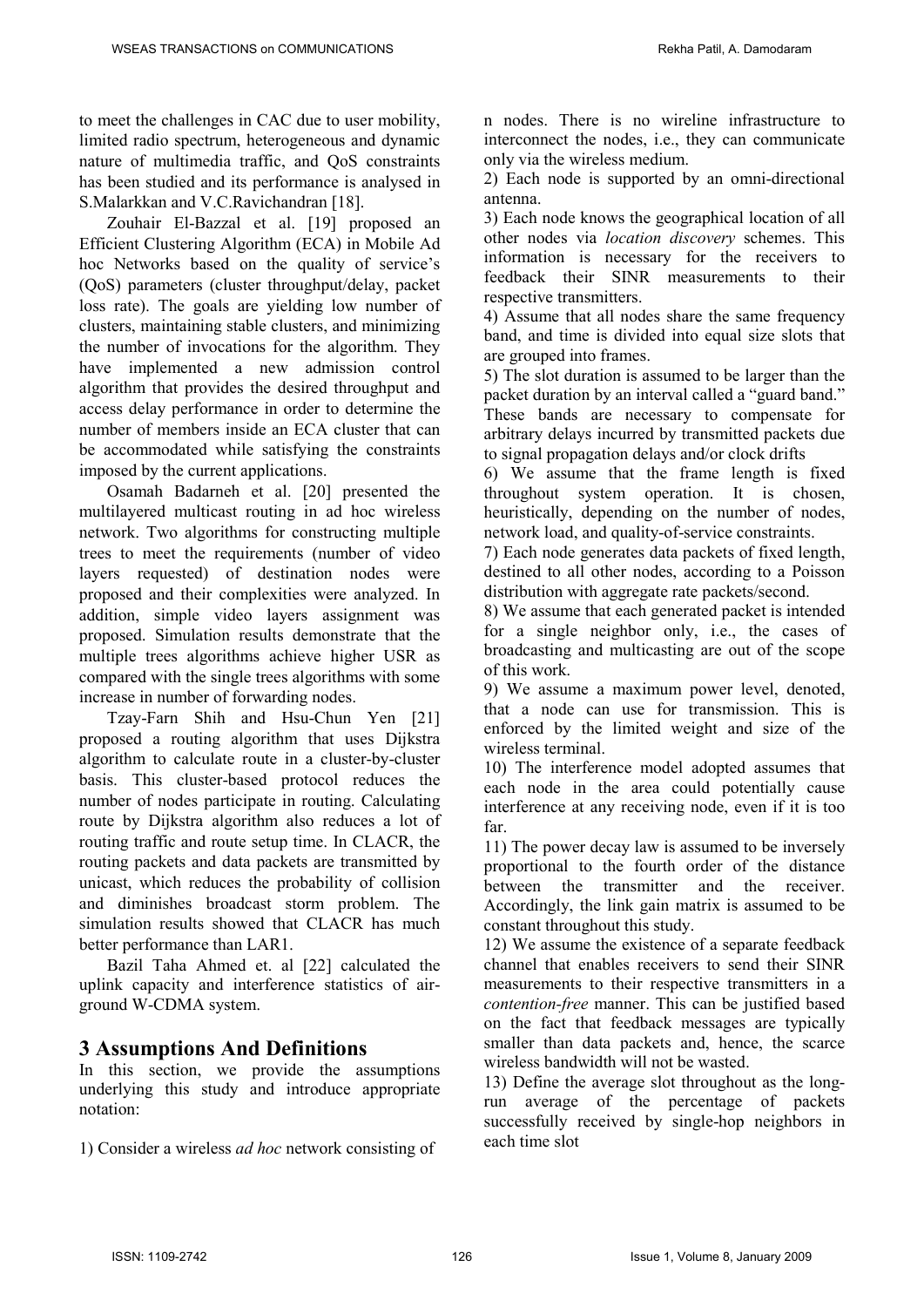to meet the challenges in CAC due to user mobility, limited radio spectrum, heterogeneous and dynamic nature of multimedia traffic, and QoS constraints has been studied and its performance is analysed in S.Malarkkan and V.C.Ravichandran [18].

Zouhair El-Bazzal et al. [19] proposed an Efficient Clustering Algorithm (ECA) in Mobile Ad hoc Networks based on the quality of service's (QoS) parameters (cluster throughput/delay, packet loss rate). The goals are yielding low number of clusters, maintaining stable clusters, and minimizing the number of invocations for the algorithm. They have implemented a new admission control algorithm that provides the desired throughput and access delay performance in order to determine the number of members inside an ECA cluster that can be accommodated while satisfying the constraints imposed by the current applications.

Osamah Badarneh et al. [20] presented the multilayered multicast routing in ad hoc wireless network. Two algorithms for constructing multiple trees to meet the requirements (number of video layers requested) of destination nodes were proposed and their complexities were analyzed. In addition, simple video layers assignment was proposed. Simulation results demonstrate that the multiple trees algorithms achieve higher USR as compared with the single trees algorithms with some increase in number of forwarding nodes.

Tzay-Farn Shih and Hsu-Chun Yen [21] proposed a routing algorithm that uses Dijkstra algorithm to calculate route in a cluster-by-cluster basis. This cluster-based protocol reduces the number of nodes participate in routing. Calculating route by Dijkstra algorithm also reduces a lot of routing traffic and route setup time. In CLACR, the routing packets and data packets are transmitted by unicast, which reduces the probability of collision and diminishes broadcast storm problem. The simulation results showed that CLACR has much better performance than LAR1.

Bazil Taha Ahmed et. al [22] calculated the uplink capacity and interference statistics of air-ground W-CDMA system.

## 3 Assumptions And Definitions

In this section, we provide the assumptions underlying this study and introduce appropriate notation:

1) Consider a wireless *ad hoc* network consisting of n nodes. There is no wireline infrastructure to interconnect the nodes, i.e., they can communicate only via the wireless medium.

2) Each node is supported by an omni-directional antenna.

3) Each node knows the geographical location of all other nodes via *location discovery* schemes. This information is necessary for the receivers to feedback their SINR measurements to their respective transmitters.

4) Assume that all nodes share the same frequency band, and time is divided into equal size slots that are grouped into frames.

5) The slot duration is assumed to be larger than the packet duration by an interval called a "guard band." These bands are necessary to compensate for arbitrary delays incurred by transmitted packets due to signal propagation delays and/or clock drifts

6) We assume that the frame length is fixed throughout system operation. It is chosen, heuristically, depending on the number of nodes, network load, and quality-of-service constraints.

7) Each node generates data packets of fixed length, destined to all other nodes, according to a Poisson distribution with aggregate rate packets/second.

8) We assume that each generated packet is intended for a single neighbor only, i.e., the cases of broadcasting and multicasting are out of the scope of this work.

9) We assume a maximum power level, denoted, that a node can use for transmission. This is enforced by the limited weight and size of the wireless terminal.

10) The interference model adopted assumes that each node in the area could potentially cause interference at any receiving node, even if it is too far.

11) The power decay law is assumed to be inversely proportional to the fourth order of the distance between the transmitter and the receiver. Accordingly, the link gain matrix is assumed to be constant throughout this study.

12) We assume the existence of a separate feedback channel that enables receivers to send their SINR measurements to their respective transmitters in a *contention-free* manner. This can be justified based on the fact that feedback messages are typically smaller than data packets and, hence, the scarce wireless bandwidth will not be wasted.

13) Define the average slot throughout as the long-run average of the percentage of packets successfully received by single-hop neighbors in each time slot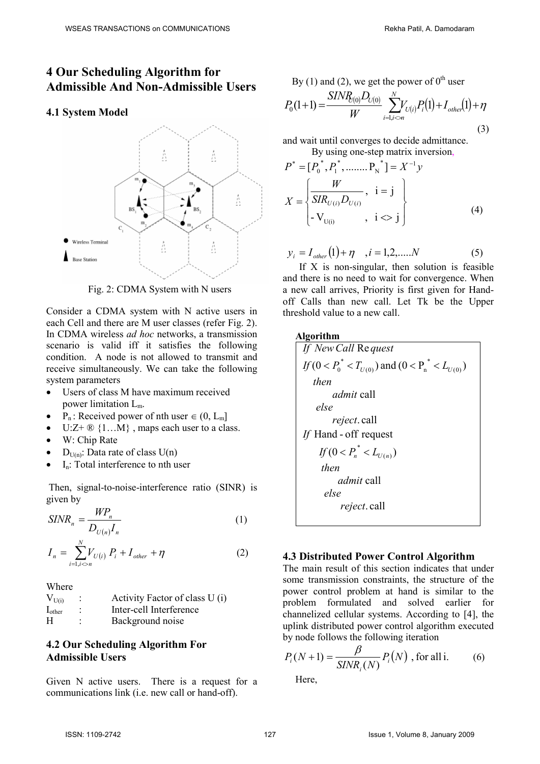## 4 Our Scheduling Algorithm for Admissible And Non-Admissible Users

### 4.1 System Model

Fig. 2: CDMA System with N users

Consider a CDMA system with N active users in each Cell and there are M user classes (refer Fig. 2). In CDMA wireless *ad hoc* networks, a transmission scenario is valid iff it satisfies the following condition. A node is not allowed to transmit and receive simultaneously. We can take the following system parameters

- Users of class M have maximum received power limitation $L_m$.
- $P_n$ : Received power of nth user $\in (0, L_m]$
- U:Z+ ® {1…M} , maps each user to a class.
- W: Chip Rate
- $D_{U(n)}$: Data rate of class U(n)
- $I_n$: Total interference to nth user

Then, signal-to-noise-interference ratio (SINR) is given by

$$SINR_n = \frac{WP_n}{D_{U(n)} I_n} \tag{1}$$

$$I_n = \sum_{i=1, i<>n}^{N} V_{U(i)} P_i + I_{other} + \eta \tag{2}$$

Where

$V_{U(i)}$ : Activity Factor of class U (i)

$I_{other}$ : Inter-cell Interference

H : Background noise

### 4.2 Our Scheduling Algorithm For Admissible Users

Given N active users. There is a request for a communications link (i.e. new call or hand-off).

By (1) and (2), we get the power of $0^{th}$ user

$$P_0(1+1) = \frac{SINR_{U(0)} D_{U(0)}}{W} \sum_{i=1, i<>n}^{N} V_{U(i)} P_i(1) + I_{other}(1) + \eta \tag{3}$$

and wait until converges to decide admittance.

By using one-step matrix inversion,

$$P^* = [P_0^*, P_1^*, ........ P_N^*] = X^{-1} y$$

$$X = \begin{cases} \dfrac{W}{SIR_{U(i)} D_{U(i)}}, & \text{i} = \text{j} \\ \text{- V}_{\text{U(i)}}, & \text{i} <> \text{j} \end{cases} \tag{4}$$

$$y_i = I_{other}(1) + \eta \quad , i = 1,2,.....N \tag{5}$$

If X is non-singular, then solution is feasible and there is no need to wait for convergence. When a new call arrives, Priority is first given for Hand-off Calls than new call. Let Tk be the Upper threshold value to a new call.

**Algorithm**

*If New Call Request*

*If* $(0 < P_0^* < T_{U(0)})$ and $(0 < P_n^* < L_{U(0)})$

*then*

*admit* call

*else*

*reject*. call

*If* Hand - off request

*If* $(0 < P_n^* < L_{U(n)})$

*then*

*admit* call

*else*

*reject*. call

### 4.3 Distributed Power Control Algorithm

The main result of this section indicates that under some transmission constraints, the structure of the power control problem at hand is similar to the problem formulated and solved earlier for channelized cellular systems. According to [4], the uplink distributed power control algorithm executed by node follows the following iteration

$$P_i(N+1) = \frac{\beta}{SINR_i(N)} P_i(N) \text{ , for all i.} \tag{6}$$

Here,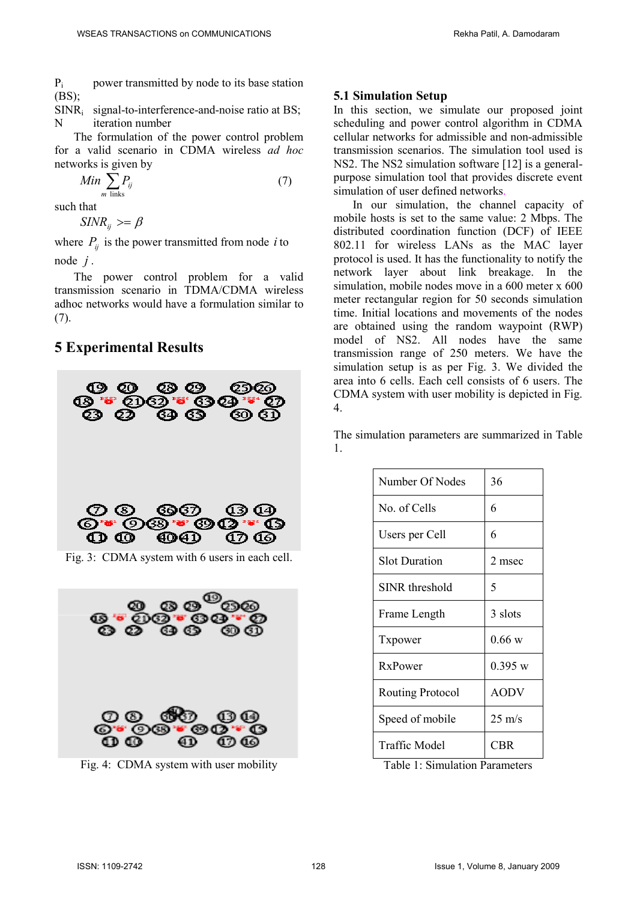$P_i$ power transmitted by node to its base station (BS);

$SINR_i$ signal-to-interference-and-noise ratio at BS;

N iteration number

The formulation of the power control problem for a valid scenario in CDMA wireless *ad hoc* networks is given by

$$Min \sum_{m \text{ links}} P_{ij} \tag{7}$$

such that

$$SINR_{ij} >= \beta$$

where $P_{ij}$ is the power transmitted from node $i$ to node $j$.

The power control problem for a valid transmission scenario in TDMA/CDMA wireless adhoc networks would have a formulation similar to (7).

# 5 Experimental Results

Fig. 3: CDMA system with 6 users in each cell.

Fig. 4: CDMA system with user mobility

## 5.1 Simulation Setup

In this section, we simulate our proposed joint scheduling and power control algorithm in CDMA cellular networks for admissible and non-admissible transmission scenarios. The simulation tool used is NS2. The NS2 simulation software [12] is a general-purpose simulation tool that provides discrete event simulation of user defined networks.

In our simulation, the channel capacity of mobile hosts is set to the same value: 2 Mbps. The distributed coordination function (DCF) of IEEE 802.11 for wireless LANs as the MAC layer protocol is used. It has the functionality to notify the network layer about link breakage. In the simulation, mobile nodes move in a 600 meter x 600 meter rectangular region for 50 seconds simulation time. Initial locations and movements of the nodes are obtained using the random waypoint (RWP) model of NS2. All nodes have the same transmission range of 250 meters. We have the simulation setup is as per Fig. 3. We divided the area into 6 cells. Each cell consists of 6 users. The CDMA system with user mobility is depicted in Fig. 4.

The simulation parameters are summarized in Table 1.

| | |
|---|---|
| Number Of Nodes | 36 |
| No. of Cells | 6 |
| Users per Cell | 6 |
| Slot Duration | 2 msec |
| SINR threshold | 5 |
| Frame Length | 3 slots |
| Txpower | 0.66 w |
| RxPower | 0.395 w |
| Routing Protocol | AODV |
| Speed of mobile | 25 m/s |
| Traffic Model | CBR |

Table 1: Simulation Parameters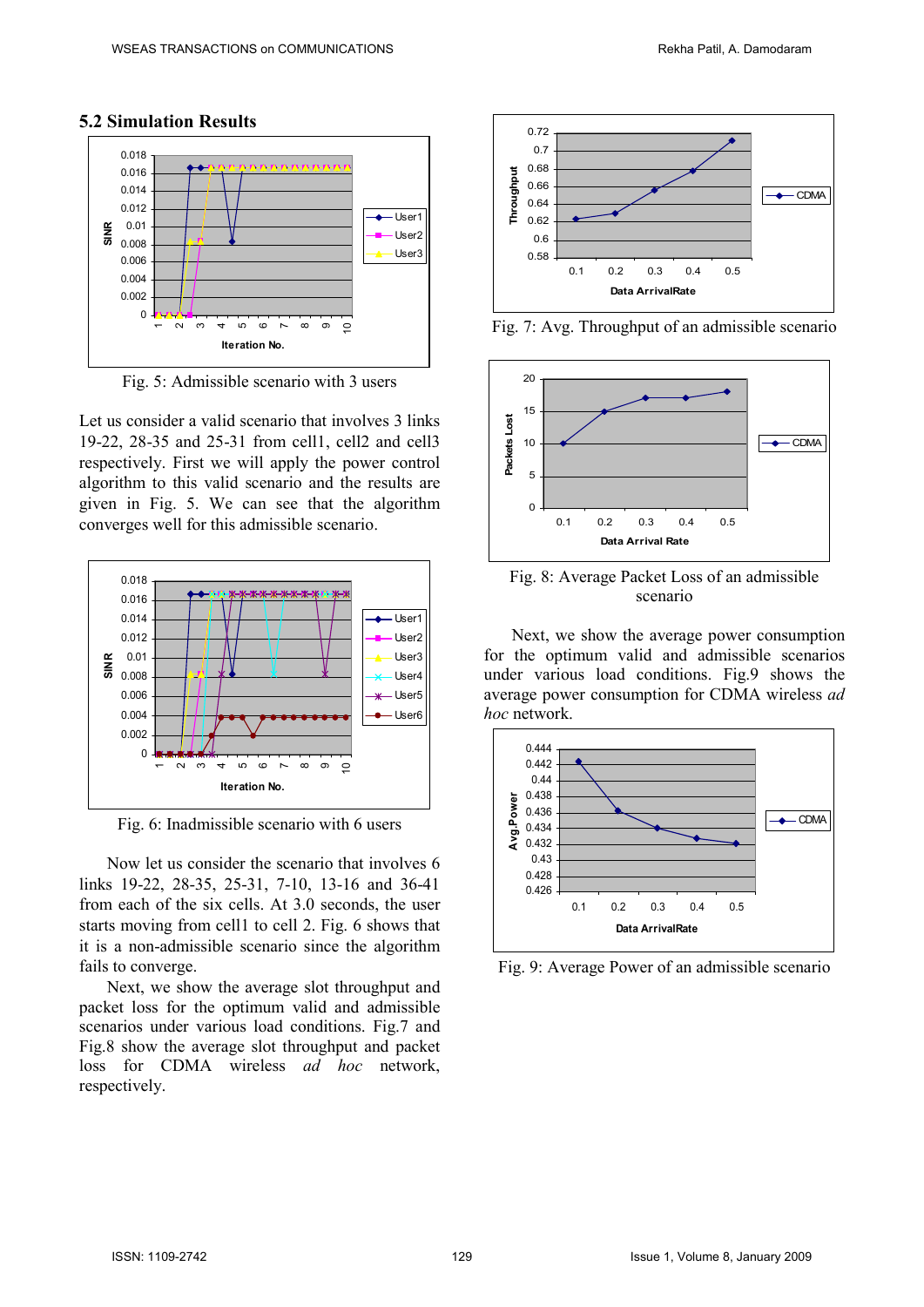### 5.2 Simulation Results

Fig. 5: Admissible scenario with 3 users

Let us consider a valid scenario that involves 3 links 19-22, 28-35 and 25-31 from cell1, cell2 and cell3 respectively. First we will apply the power control algorithm to this valid scenario and the results are given in Fig. 5. We can see that the algorithm converges well for this admissible scenario.

Fig. 6: Inadmissible scenario with 6 users

Now let us consider the scenario that involves 6 links 19-22, 28-35, 25-31, 7-10, 13-16 and 36-41 from each of the six cells. At 3.0 seconds, the user starts moving from cell1 to cell 2. Fig. 6 shows that it is a non-admissible scenario since the algorithm fails to converge.

Next, we show the average slot throughput and packet loss for the optimum valid and admissible scenarios under various load conditions. Fig.7 and Fig.8 show the average slot throughput and packet loss for CDMA wireless *ad hoc* network, respectively.

Fig. 7: Avg. Throughput of an admissible scenario

Fig. 8: Average Packet Loss of an admissible scenario

Next, we show the average power consumption for the optimum valid and admissible scenarios under various load conditions. Fig.9 shows the average power consumption for CDMA wireless *ad hoc* network.

Fig. 9: Average Power of an admissible scenario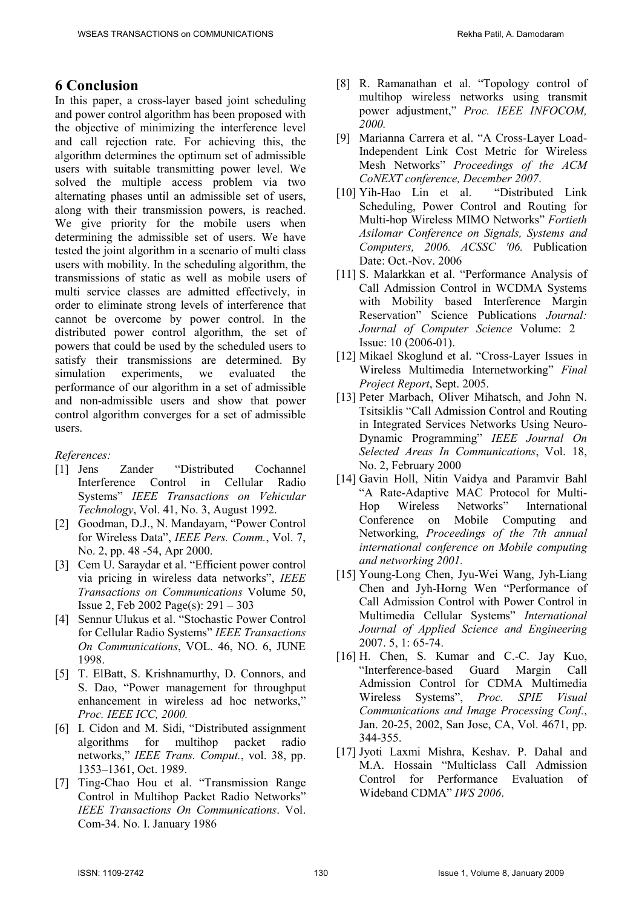## 6 Conclusion

In this paper, a cross-layer based joint scheduling and power control algorithm has been proposed with the objective of minimizing the interference level and call rejection rate. For achieving this, the algorithm determines the optimum set of admissible users with suitable transmitting power level. We solved the multiple access problem via two alternating phases until an admissible set of users, along with their transmission powers, is reached. We give priority for the mobile users when determining the admissible set of users. We have tested the joint algorithm in a scenario of multi class users with mobility. In the scheduling algorithm, the transmissions of static as well as mobile users of multi service classes are admitted effectively, in order to eliminate strong levels of interference that cannot be overcome by power control. In the distributed power control algorithm, the set of powers that could be used by the scheduled users to satisfy their transmissions are determined. By simulation experiments, we evaluated the performance of our algorithm in a set of admissible and non-admissible users and show that power control algorithm converges for a set of admissible users.

*References:*

[1] Jens Zander "Distributed Cochannel Interference Control in Cellular Radio Systems" *IEEE Transactions on Vehicular Technology*, Vol. 41, No. 3, August 1992.

[2] Goodman, D.J., N. Mandayam, "Power Control for Wireless Data", *IEEE Pers. Comm.*, Vol. 7, No. 2, pp. 48 -54, Apr 2000.

[3] Cem U. Saraydar et al. "Efficient power control via pricing in wireless data networks", *IEEE Transactions on Communications* Volume 50, Issue 2, Feb 2002 Page(s): 291 – 303

[4] Sennur Ulukus et al. "Stochastic Power Control for Cellular Radio Systems" *IEEE Transactions On Communications*, VOL. 46, NO. 6, JUNE 1998.

[5] T. ElBatt, S. Krishnamurthy, D. Connors, and S. Dao, "Power management for throughput enhancement in wireless ad hoc networks," *Proc. IEEE ICC, 2000.*

[6] I. Cidon and M. Sidi, "Distributed assignment algorithms for multihop packet radio networks," *IEEE Trans. Comput.*, vol. 38, pp. 1353–1361, Oct. 1989.

[7] Ting-Chao Hou et al. "Transmission Range Control in Multihop Packet Radio Networks" *IEEE Transactions On Communications*. Vol. Com-34. No. I. January 1986

[8] R. Ramanathan et al. "Topology control of multihop wireless networks using transmit power adjustment," *Proc. IEEE INFOCOM, 2000.*

[9] Marianna Carrera et al. "A Cross-Layer Load-Independent Link Cost Metric for Wireless Mesh Networks" *Proceedings of the ACM CoNEXT conference, December 2007*.

[10] Yih-Hao Lin et al. "Distributed Link Scheduling, Power Control and Routing for Multi-hop Wireless MIMO Networks" *Fortieth Asilomar Conference on Signals, Systems and Computers, 2006. ACSSC '06.* Publication Date: Oct.-Nov. 2006

[11] S. Malarkkan et al. "Performance Analysis of Call Admission Control in WCDMA Systems with Mobility based Interference Margin Reservation" Science Publications *Journal: Journal of Computer Science* Volume: 2 Issue: 10 (2006-01).

[12] Mikael Skoglund et al. "Cross-Layer Issues in Wireless Multimedia Internetworking" *Final Project Report*, Sept. 2005.

[13] Peter Marbach, Oliver Mihatsch, and John N. Tsitsiklis "Call Admission Control and Routing in Integrated Services Networks Using Neuro-Dynamic Programming" *IEEE Journal On Selected Areas In Communications*, Vol. 18, No. 2, February 2000

[14] Gavin Holl, Nitin Vaidya and Paramvir Bahl "A Rate-Adaptive MAC Protocol for Multi-Hop Wireless Networks" International Conference on Mobile Computing and Networking, *Proceedings of the 7th annual international conference on Mobile computing and networking 2001.*

[15] Young-Long Chen, Jyu-Wei Wang, Jyh-Liang Chen and Jyh-Horng Wen "Performance of Call Admission Control with Power Control in Multimedia Cellular Systems" *International Journal of Applied Science and Engineering* 2007. 5, 1: 65-74.

[16] H. Chen, S. Kumar and C.-C. Jay Kuo, "Interference-based Guard Margin Call Admission Control for CDMA Multimedia Wireless Systems", *Proc. SPIE Visual Communications and Image Processing Conf.*, Jan. 20-25, 2002, San Jose, CA, Vol. 4671, pp. 344-355.

[17] Jyoti Laxmi Mishra, Keshav. P. Dahal and M.A. Hossain "Multiclass Call Admission Control for Performance Evaluation of Wideband CDMA" *IWS 2006*.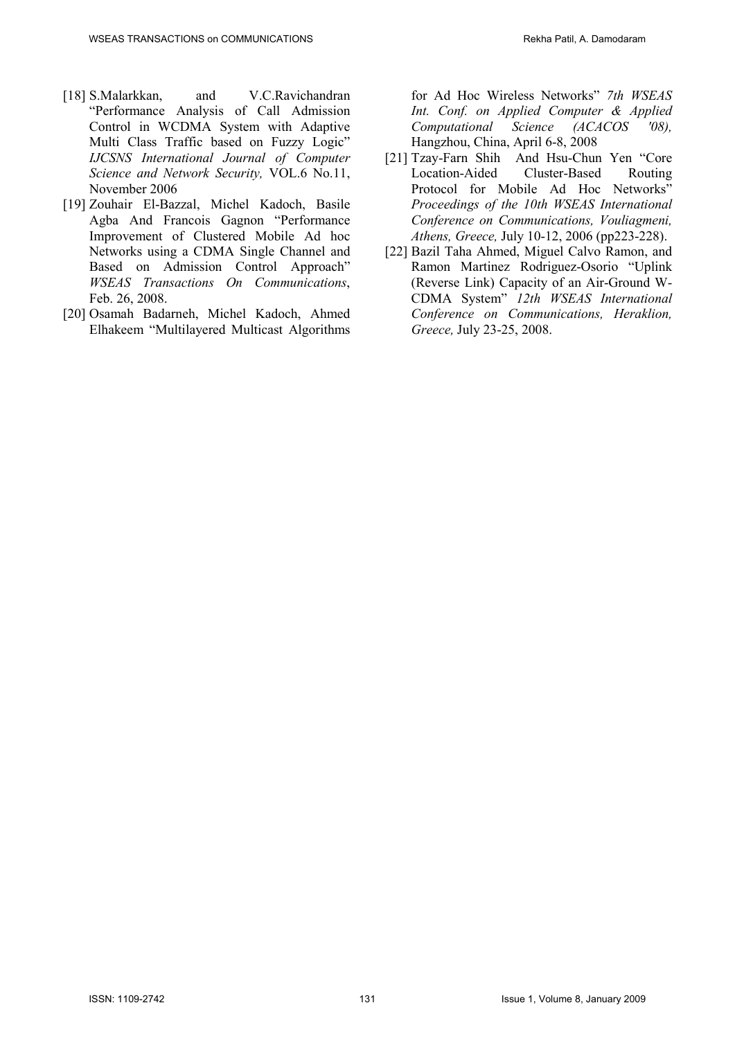[18] S.Malarkkan, and V.C.Ravichandran "Performance Analysis of Call Admission Control in WCDMA System with Adaptive Multi Class Traffic based on Fuzzy Logic" *IJCSNS International Journal of Computer Science and Network Security,* VOL.6 No.11, November 2006

[19] Zouhair El-Bazzal, Michel Kadoch, Basile Agba And Francois Gagnon "Performance Improvement of Clustered Mobile Ad hoc Networks using a CDMA Single Channel and Based on Admission Control Approach" *WSEAS Transactions On Communications*, Feb. 26, 2008.

[20] Osamah Badarneh, Michel Kadoch, Ahmed Elhakeem "Multilayered Multicast Algorithms for Ad Hoc Wireless Networks" *7th WSEAS Int. Conf. on Applied Computer & Applied Computational Science (ACACOS '08),* Hangzhou, China, April 6-8, 2008

[21] Tzay-Farn Shih And Hsu-Chun Yen "Core Location-Aided Cluster-Based Routing Protocol for Mobile Ad Hoc Networks" *Proceedings of the 10th WSEAS International Conference on Communications, Vouliagmeni, Athens, Greece,* July 10-12, 2006 (pp223-228).

[22] Bazil Taha Ahmed, Miguel Calvo Ramon, and Ramon Martinez Rodriguez-Osorio "Uplink (Reverse Link) Capacity of an Air-Ground W-CDMA System" *12th WSEAS International Conference on Communications, Heraklion, Greece,* July 23-25, 2008.